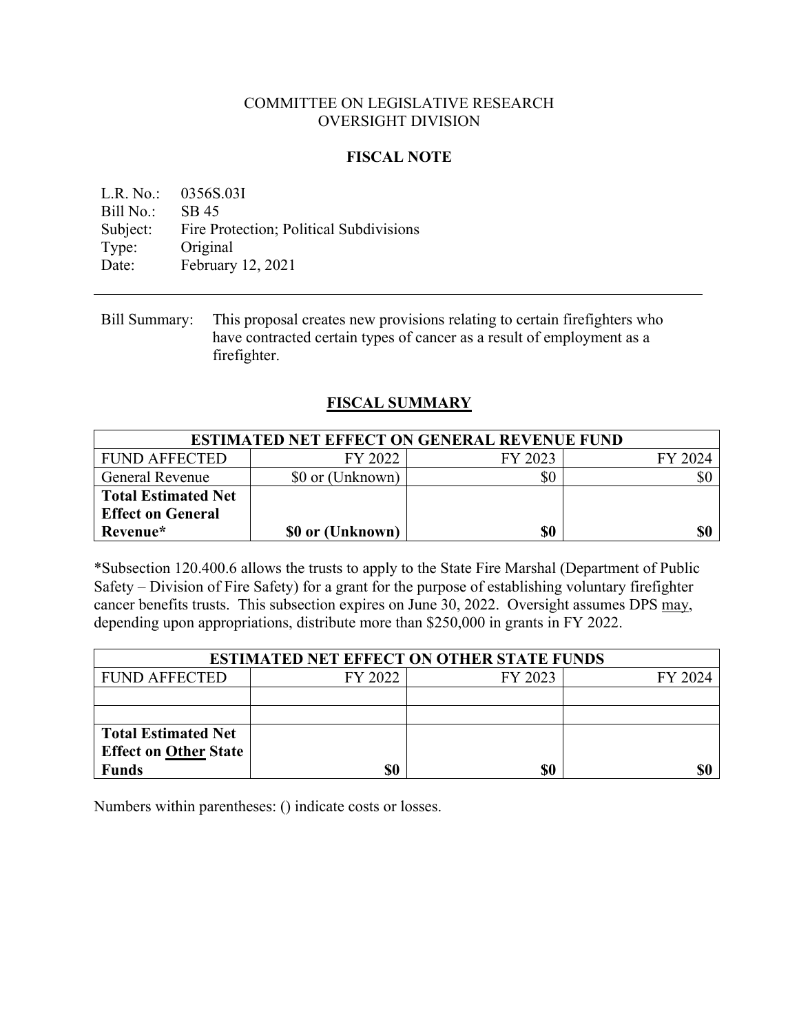COMMITTEE ON LEGISLATIVE RESEARCH
OVERSIGHT DIVISION

**FISCAL NOTE**

L.R. No.: 0356S.03I
Bill No.: SB 45
Subject: Fire Protection; Political Subdivisions
Type: Original
Date: February 12, 2021

---

Bill Summary: This proposal creates new provisions relating to certain firefighters who have contracted certain types of cancer as a result of employment as a firefighter.

## FISCAL SUMMARY

| ESTIMATED NET EFFECT ON GENERAL REVENUE FUND | | | |
|---|---|---|---|
| FUND AFFECTED | FY 2022 | FY 2023 | FY 2024 |
| General Revenue | $0 or (Unknown) | $0 | $0 |
| **Total Estimated Net Effect on General Revenue*** | **$0 or (Unknown)** | **$0** | **$0** |

*Subsection 120.400.6 allows the trusts to apply to the State Fire Marshal (Department of Public Safety – Division of Fire Safety) for a grant for the purpose of establishing voluntary firefighter cancer benefits trusts. This subsection expires on June 30, 2022. Oversight assumes DPS may, depending upon appropriations, distribute more than $250,000 in grants in FY 2022.

| ESTIMATED NET EFFECT ON OTHER STATE FUNDS | | | |
|---|---|---|---|
| FUND AFFECTED | FY 2022 | FY 2023 | FY 2024 |
| | | | |
| | | | |
| **Total Estimated Net Effect on Other State Funds** | **$0** | **$0** | **$0** |

Numbers within parentheses: () indicate costs or losses.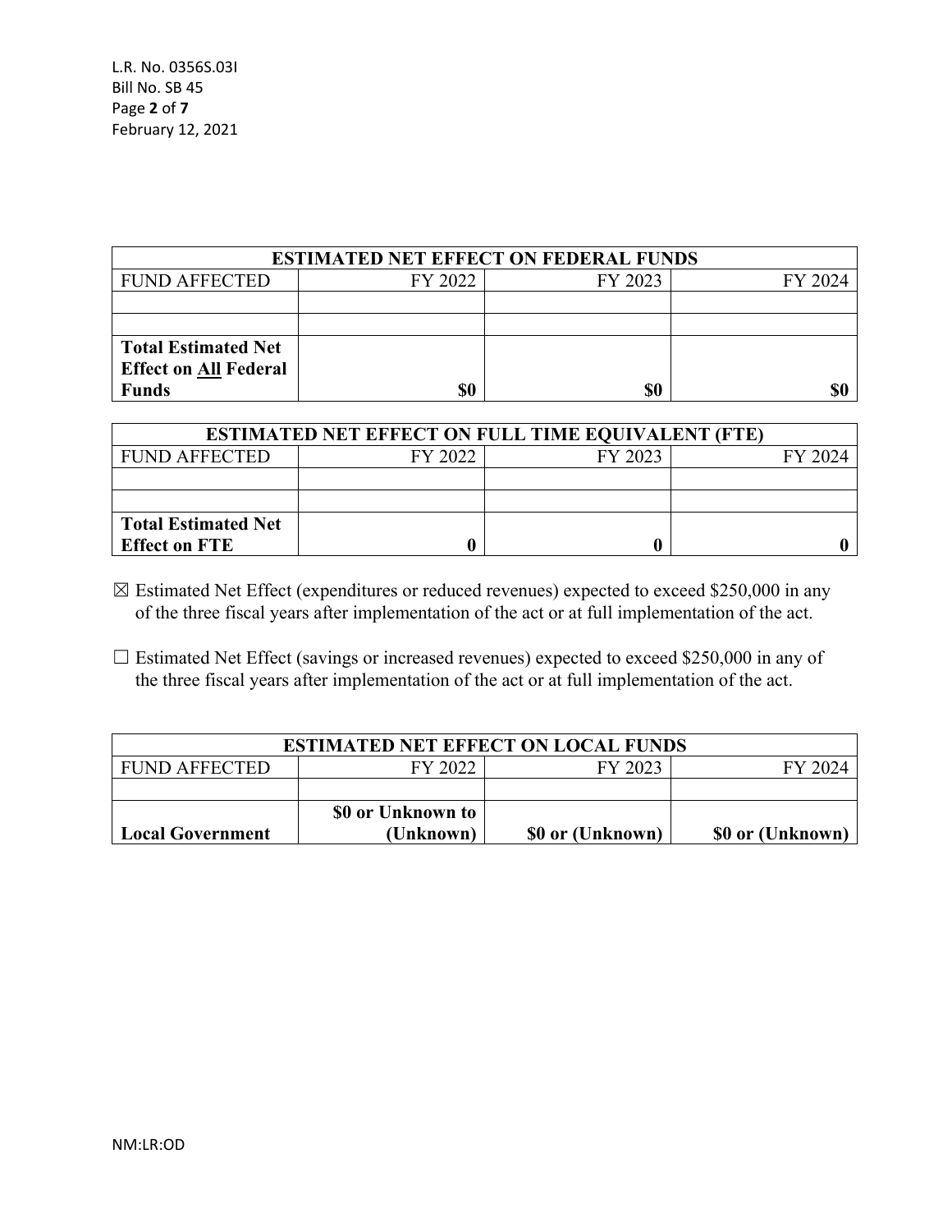| ESTIMATED NET EFFECT ON FEDERAL FUNDS | | | |
|---|---|---|---|
| FUND AFFECTED | FY 2022 | FY 2023 | FY 2024 |
| | | | |
| | | | |
| **Total Estimated Net Effect on All Federal Funds** | **$0** | **$0** | **$0** |

| ESTIMATED NET EFFECT ON FULL TIME EQUIVALENT (FTE) | | | |
|---|---|---|---|
| FUND AFFECTED | FY 2022 | FY 2023 | FY 2024 |
| | | | |
| | | | |
| **Total Estimated Net Effect on FTE** | **0** | **0** | **0** |

☒ Estimated Net Effect (expenditures or reduced revenues) expected to exceed $250,000 in any of the three fiscal years after implementation of the act or at full implementation of the act.

☐ Estimated Net Effect (savings or increased revenues) expected to exceed $250,000 in any of the three fiscal years after implementation of the act or at full implementation of the act.

| ESTIMATED NET EFFECT ON LOCAL FUNDS | | | |
|---|---|---|---|
| FUND AFFECTED | FY 2022 | FY 2023 | FY 2024 |
| | | | |
| **Local Government** | **$0 or Unknown to (Unknown)** | **$0 or (Unknown)** | **$0 or (Unknown)** |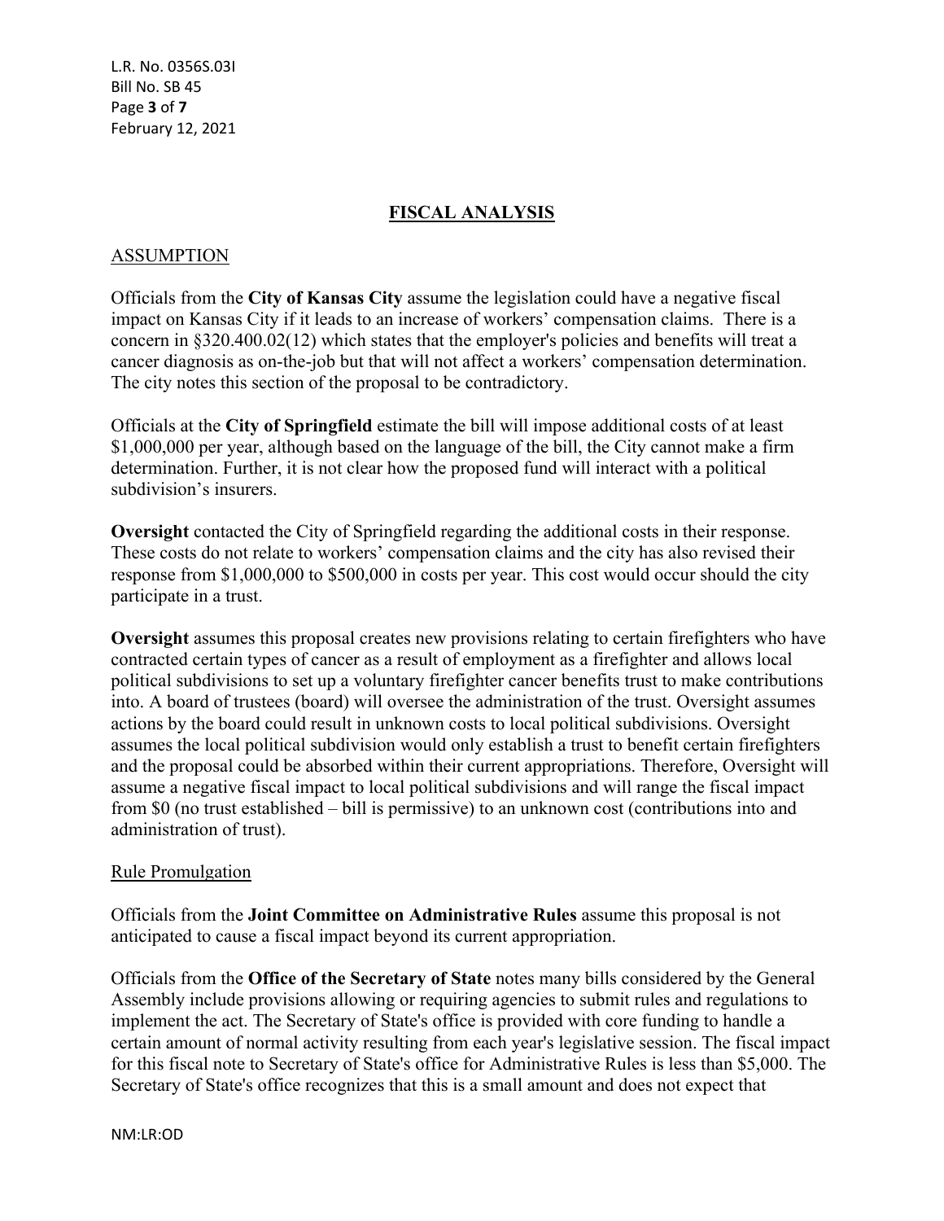## FISCAL ANALYSIS

### ASSUMPTION

Officials from the **City of Kansas City** assume the legislation could have a negative fiscal impact on Kansas City if it leads to an increase of workers' compensation claims. There is a concern in §320.400.02(12) which states that the employer's policies and benefits will treat a cancer diagnosis as on-the-job but that will not affect a workers' compensation determination. The city notes this section of the proposal to be contradictory.

Officials at the **City of Springfield** estimate the bill will impose additional costs of at least $1,000,000 per year, although based on the language of the bill, the City cannot make a firm determination. Further, it is not clear how the proposed fund will interact with a political subdivision's insurers.

**Oversight** contacted the City of Springfield regarding the additional costs in their response. These costs do not relate to workers' compensation claims and the city has also revised their response from $1,000,000 to $500,000 in costs per year. This cost would occur should the city participate in a trust.

**Oversight** assumes this proposal creates new provisions relating to certain firefighters who have contracted certain types of cancer as a result of employment as a firefighter and allows local political subdivisions to set up a voluntary firefighter cancer benefits trust to make contributions into. A board of trustees (board) will oversee the administration of the trust. Oversight assumes actions by the board could result in unknown costs to local political subdivisions. Oversight assumes the local political subdivision would only establish a trust to benefit certain firefighters and the proposal could be absorbed within their current appropriations. Therefore, Oversight will assume a negative fiscal impact to local political subdivisions and will range the fiscal impact from $0 (no trust established – bill is permissive) to an unknown cost (contributions into and administration of trust).

### Rule Promulgation

Officials from the **Joint Committee on Administrative Rules** assume this proposal is not anticipated to cause a fiscal impact beyond its current appropriation.

Officials from the **Office of the Secretary of State** notes many bills considered by the General Assembly include provisions allowing or requiring agencies to submit rules and regulations to implement the act. The Secretary of State's office is provided with core funding to handle a certain amount of normal activity resulting from each year's legislative session. The fiscal impact for this fiscal note to Secretary of State's office for Administrative Rules is less than $5,000. The Secretary of State's office recognizes that this is a small amount and does not expect that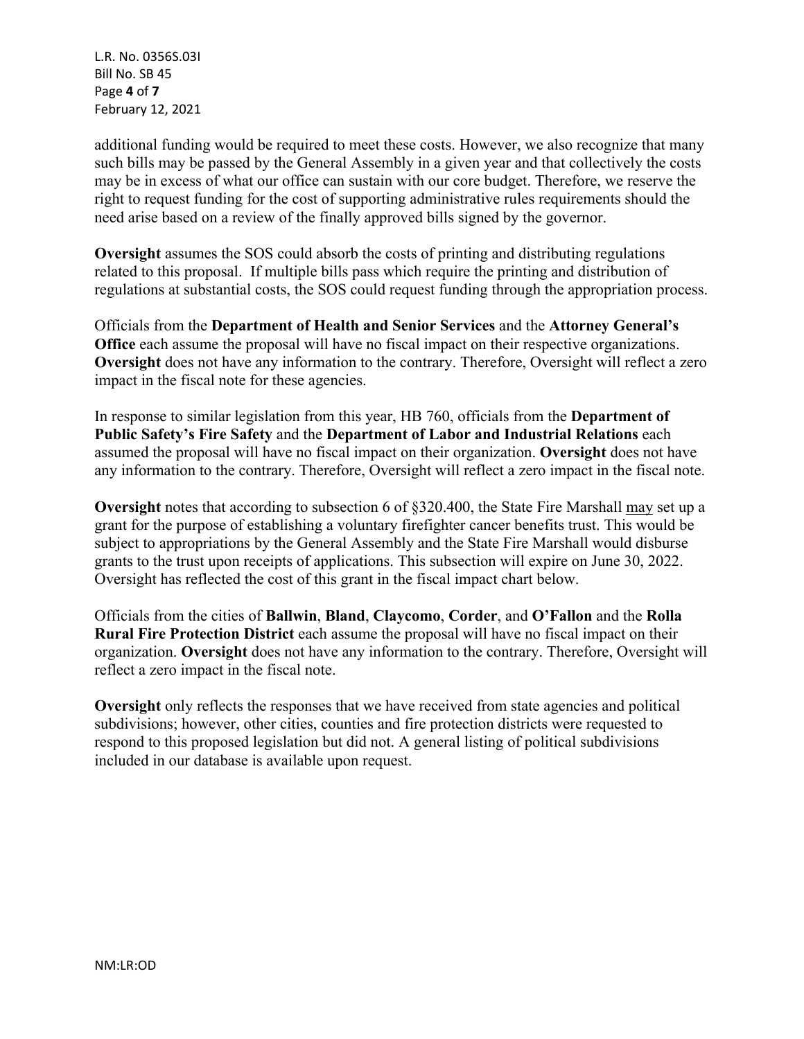additional funding would be required to meet these costs. However, we also recognize that many such bills may be passed by the General Assembly in a given year and that collectively the costs may be in excess of what our office can sustain with our core budget. Therefore, we reserve the right to request funding for the cost of supporting administrative rules requirements should the need arise based on a review of the finally approved bills signed by the governor.

**Oversight** assumes the SOS could absorb the costs of printing and distributing regulations related to this proposal. If multiple bills pass which require the printing and distribution of regulations at substantial costs, the SOS could request funding through the appropriation process.

Officials from the **Department of Health and Senior Services** and the **Attorney General's Office** each assume the proposal will have no fiscal impact on their respective organizations. **Oversight** does not have any information to the contrary. Therefore, Oversight will reflect a zero impact in the fiscal note for these agencies.

In response to similar legislation from this year, HB 760, officials from the **Department of Public Safety's Fire Safety** and the **Department of Labor and Industrial Relations** each assumed the proposal will have no fiscal impact on their organization. **Oversight** does not have any information to the contrary. Therefore, Oversight will reflect a zero impact in the fiscal note.

**Oversight** notes that according to subsection 6 of §320.400, the State Fire Marshall may set up a grant for the purpose of establishing a voluntary firefighter cancer benefits trust. This would be subject to appropriations by the General Assembly and the State Fire Marshall would disburse grants to the trust upon receipts of applications. This subsection will expire on June 30, 2022. Oversight has reflected the cost of this grant in the fiscal impact chart below.

Officials from the cities of **Ballwin**, **Bland**, **Claycomo**, **Corder**, and **O'Fallon** and the **Rolla Rural Fire Protection District** each assume the proposal will have no fiscal impact on their organization. **Oversight** does not have any information to the contrary. Therefore, Oversight will reflect a zero impact in the fiscal note.

**Oversight** only reflects the responses that we have received from state agencies and political subdivisions; however, other cities, counties and fire protection districts were requested to respond to this proposed legislation but did not. A general listing of political subdivisions included in our database is available upon request.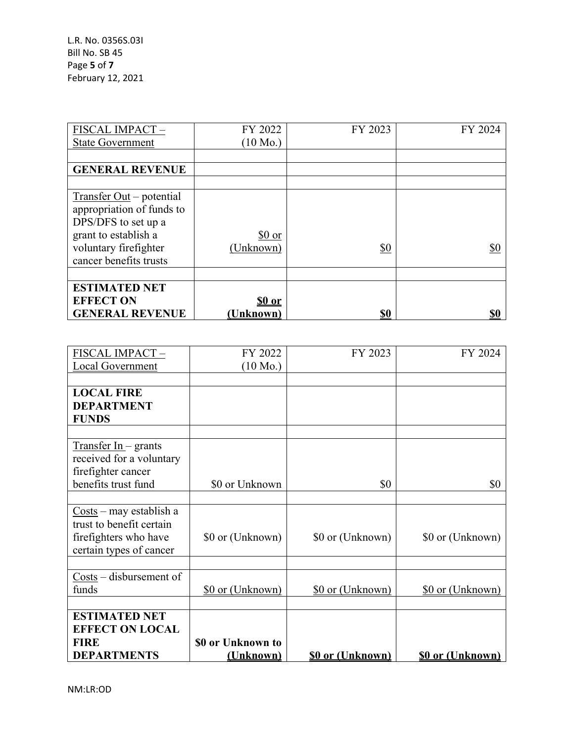| FISCAL IMPACT – State Government | FY 2022 (10 Mo.) | FY 2023 | FY 2024 |
|---|---|---|---|
| | | | |
| **GENERAL REVENUE** | | | |
| | | | |
| Transfer Out – potential appropriation of funds to DPS/DFS to set up a grant to establish a voluntary firefighter cancer benefits trusts | $0 or (Unknown) | $0 | $0 |
| | | | |
| **ESTIMATED NET EFFECT ON GENERAL REVENUE** | **$0 or (Unknown)** | **$0** | **$0** |

| FISCAL IMPACT – Local Government | FY 2022 (10 Mo.) | FY 2023 | FY 2024 |
|---|---|---|---|
| | | | |
| **LOCAL FIRE DEPARTMENT FUNDS** | | | |
| | | | |
| Transfer In – grants received for a voluntary firefighter cancer benefits trust fund | $0 or Unknown | $0 | $0 |
| | | | |
| Costs – may establish a trust to benefit certain firefighters who have certain types of cancer | $0 or (Unknown) | $0 or (Unknown) | $0 or (Unknown) |
| | | | |
| Costs – disbursement of funds | $0 or (Unknown) | $0 or (Unknown) | $0 or (Unknown) |
| | | | |
| **ESTIMATED NET EFFECT ON LOCAL FIRE DEPARTMENTS** | **$0 or Unknown to (Unknown)** | **$0 or (Unknown)** | **$0 or (Unknown)** |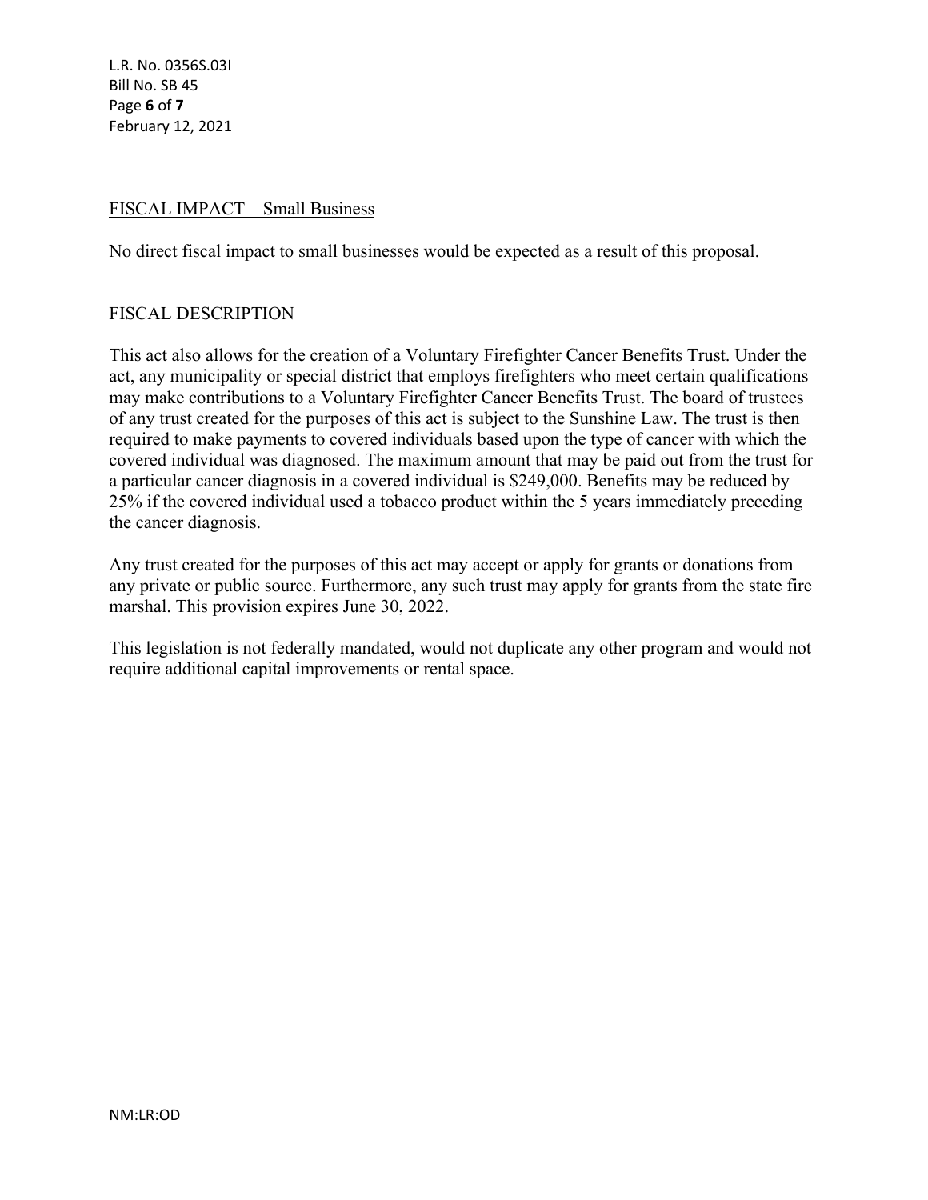## FISCAL IMPACT – Small Business

No direct fiscal impact to small businesses would be expected as a result of this proposal.

## FISCAL DESCRIPTION

This act also allows for the creation of a Voluntary Firefighter Cancer Benefits Trust. Under the act, any municipality or special district that employs firefighters who meet certain qualifications may make contributions to a Voluntary Firefighter Cancer Benefits Trust. The board of trustees of any trust created for the purposes of this act is subject to the Sunshine Law. The trust is then required to make payments to covered individuals based upon the type of cancer with which the covered individual was diagnosed. The maximum amount that may be paid out from the trust for a particular cancer diagnosis in a covered individual is $249,000. Benefits may be reduced by 25% if the covered individual used a tobacco product within the 5 years immediately preceding the cancer diagnosis.

Any trust created for the purposes of this act may accept or apply for grants or donations from any private or public source. Furthermore, any such trust may apply for grants from the state fire marshal. This provision expires June 30, 2022.

This legislation is not federally mandated, would not duplicate any other program and would not require additional capital improvements or rental space.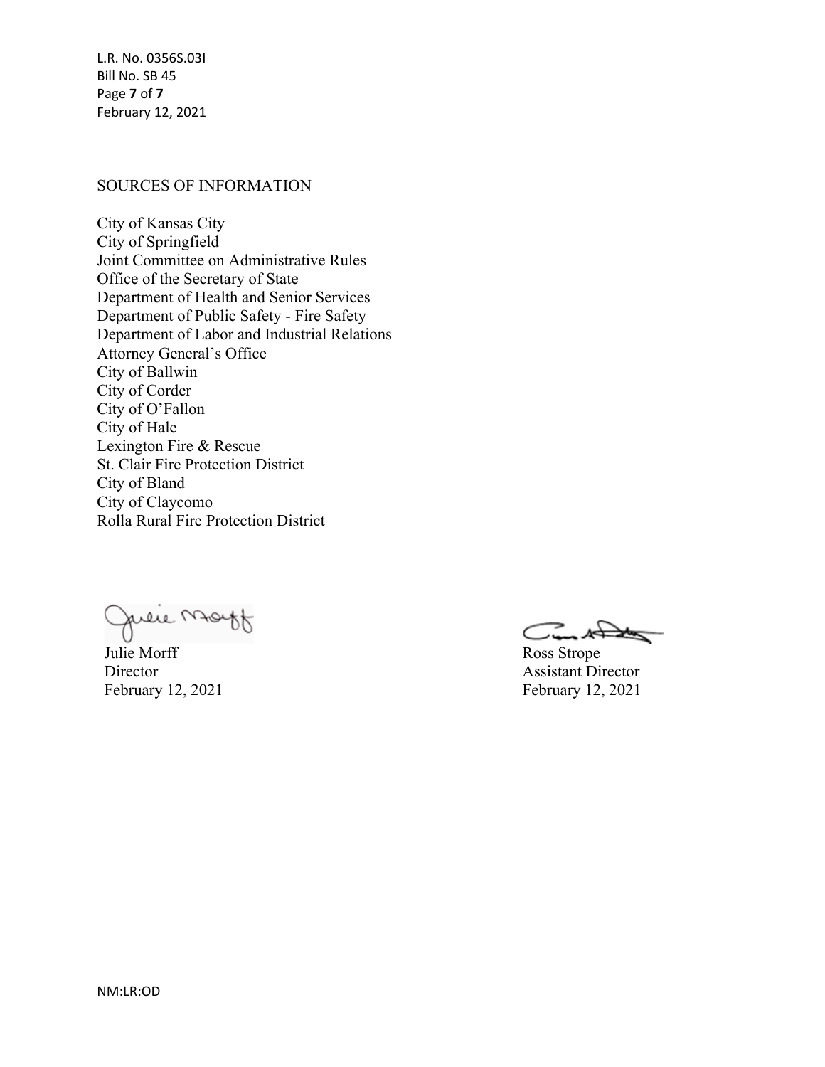## SOURCES OF INFORMATION

City of Kansas City
City of Springfield
Joint Committee on Administrative Rules
Office of the Secretary of State
Department of Health and Senior Services
Department of Public Safety - Fire Safety
Department of Labor and Industrial Relations
Attorney General's Office
City of Ballwin
City of Corder
City of O'Fallon
City of Hale
Lexington Fire & Rescue
St. Clair Fire Protection District
City of Bland
City of Claycomo
Rolla Rural Fire Protection District

Julie Morff
Director
February 12, 2021

Ross Strope
Assistant Director
February 12, 2021

NM:LR:OD